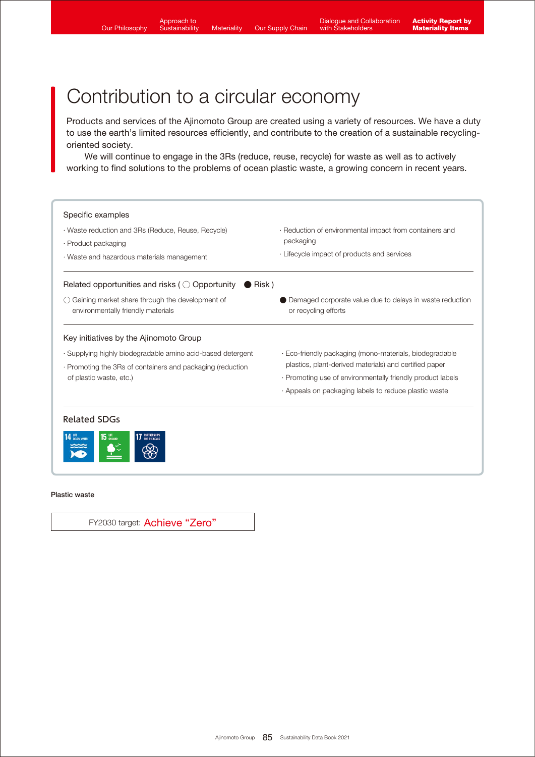# Contribution to a circular economy

Products and services of the Ajinomoto Group are created using a variety of resources. We have a duty to use the earth's limited resources efficiently, and contribute to the creation of a sustainable recycling-oriented society.

We will continue to engage in the 3Rs (reduce, reuse, recycle) for waste as well as to actively working to find solutions to the problems of ocean plastic waste, a growing concern in recent years.

**Specific examples**

- Waste reduction and 3Rs (Reduce, Reuse, Recycle)
- Product packaging
- Waste and hazardous materials management
- Reduction of environmental impact from containers and packaging
- Lifecycle impact of products and services

**Related opportunities and risks (○ Opportunity ● Risk)**

○ Gaining market share through the development of environmentally friendly materials

● Damaged corporate value due to delays in waste reduction or recycling efforts

**Key initiatives by the Ajinomoto Group**

- Supplying highly biodegradable amino acid-based detergent
- Promoting the 3Rs of containers and packaging (reduction of plastic waste, etc.)
- Eco-friendly packaging (mono-materials, biodegradable plastics, plant-derived materials) and certified paper
- Promoting use of environmentally friendly product labels
- Appeals on packaging labels to reduce plastic waste

**Related SDGs**

14 LIFE BELOW WATER, 15 LIFE ON LAND, 17 PARTNERSHIPS FOR THE GOALS

**Plastic waste**

FY2030 target: Achieve "Zero"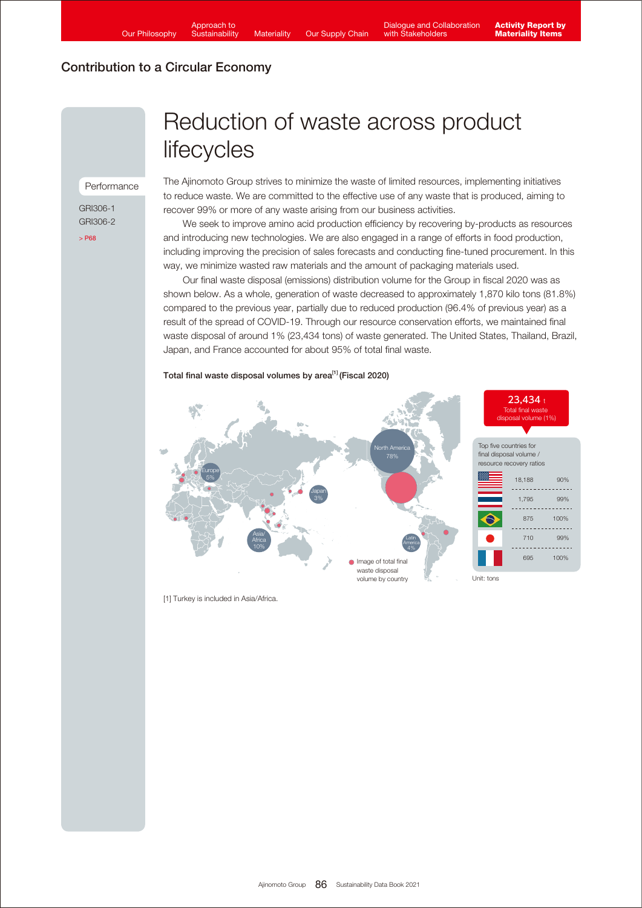## Contribution to a Circular Economy

# Reduction of waste across product lifecycles

Performance

GRI306-1
GRI306-2
> P68

The Ajinomoto Group strives to minimize the waste of limited resources, implementing initiatives to reduce waste. We are committed to the effective use of any waste that is produced, aiming to recover 99% or more of any waste arising from our business activities.

We seek to improve amino acid production efficiency by recovering by-products as resources and introducing new technologies. We are also engaged in a range of efforts in food production, including improving the precision of sales forecasts and conducting fine-tuned procurement. In this way, we minimize wasted raw materials and the amount of packaging materials used.

Our final waste disposal (emissions) distribution volume for the Group in fiscal 2020 was as shown below. As a whole, generation of waste decreased to approximately 1,870 kilo tons (81.8%) compared to the previous year, partially due to reduced production (96.4% of previous year) as a result of the spread of COVID-19. Through our resource conservation efforts, we maintained final waste disposal of around 1% (23,434 tons) of waste generated. The United States, Thailand, Brazil, Japan, and France accounted for about 95% of total final waste.

**Total final waste disposal volumes by area[1] (Fiscal 2020)**

North America 78%
Europe 5%
Japan 3%
Asia/Africa 10%
Latin America 4%

Image of total final waste disposal volume by country

**23,434 t**
Total final waste disposal volume (1%)

Top five countries for final disposal volume / resource recovery ratios

| Country | Final disposal volume | Resource recovery ratio |
| --- | --- | --- |
| United States | 18,188 | 90% |
| Thailand | 1,795 | 99% |
| Brazil | 875 | 100% |
| Japan | 710 | 99% |
| France | 695 | 100% |

Unit: tons

[1] Turkey is included in Asia/Africa.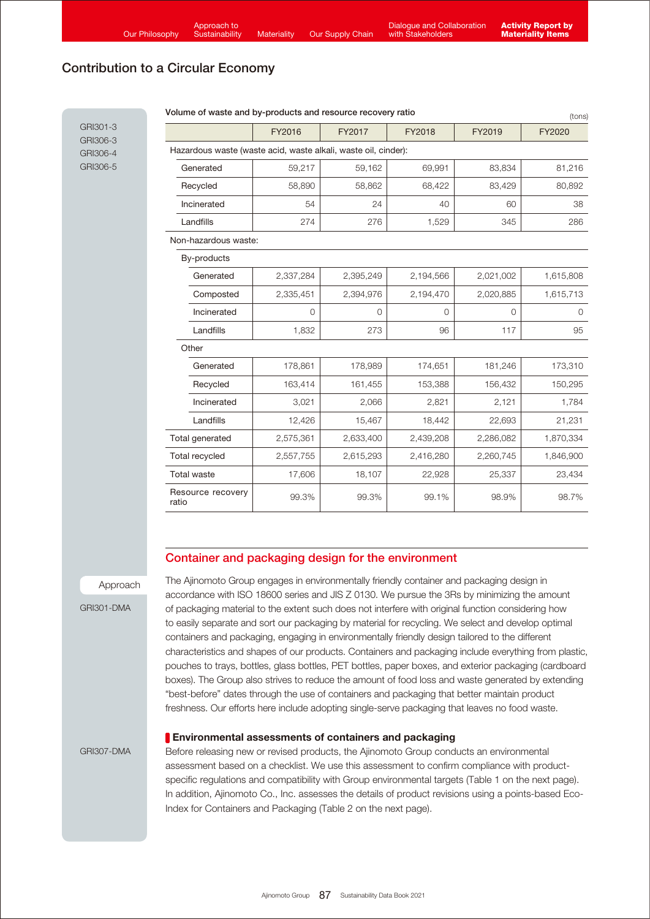## Contribution to a Circular Economy

GRI301-3
GRI306-3
GRI306-4
GRI306-5

**Volume of waste and by-products and resource recovery ratio**

(tons)

| | FY2016 | FY2017 | FY2018 | FY2019 | FY2020 |
|---|---|---|---|---|---|
| Hazardous waste (waste acid, waste alkali, waste oil, cinder): | | | | | |
| Generated | 59,217 | 59,162 | 69,991 | 83,834 | 81,216 |
| Recycled | 58,890 | 58,862 | 68,422 | 83,429 | 80,892 |
| Incinerated | 54 | 24 | 40 | 60 | 38 |
| Landfills | 274 | 276 | 1,529 | 345 | 286 |
| Non-hazardous waste: | | | | | |
| By-products | | | | | |
| Generated | 2,337,284 | 2,395,249 | 2,194,566 | 2,021,002 | 1,615,808 |
| Composted | 2,335,451 | 2,394,976 | 2,194,470 | 2,020,885 | 1,615,713 |
| Incinerated | 0 | 0 | 0 | 0 | 0 |
| Landfills | 1,832 | 273 | 96 | 117 | 95 |
| Other | | | | | |
| Generated | 178,861 | 178,989 | 174,651 | 181,246 | 173,310 |
| Recycled | 163,414 | 161,455 | 153,388 | 156,432 | 150,295 |
| Incinerated | 3,021 | 2,066 | 2,821 | 2,121 | 1,784 |
| Landfills | 12,426 | 15,467 | 18,442 | 22,693 | 21,231 |
| Total generated | 2,575,361 | 2,633,400 | 2,439,208 | 2,286,082 | 1,870,334 |
| Total recycled | 2,557,755 | 2,615,293 | 2,416,280 | 2,260,745 | 1,846,900 |
| Total waste | 17,606 | 18,107 | 22,928 | 25,337 | 23,434 |
| Resource recovery ratio | 99.3% | 99.3% | 99.1% | 98.9% | 98.7% |

### Container and packaging design for the environment

Approach

GRI301-DMA

The Ajinomoto Group engages in environmentally friendly container and packaging design in accordance with ISO 18600 series and JIS Z 0130. We pursue the 3Rs by minimizing the amount of packaging material to the extent such does not interfere with original function considering how to easily separate and sort our packaging by material for recycling. We select and develop optimal containers and packaging, engaging in environmentally friendly design tailored to the different characteristics and shapes of our products. Containers and packaging include everything from plastic, pouches to trays, bottles, glass bottles, PET bottles, paper boxes, and exterior packaging (cardboard boxes). The Group also strives to reduce the amount of food loss and waste generated by extending "best-before" dates through the use of containers and packaging that better maintain product freshness. Our efforts here include adopting single-serve packaging that leaves no food waste.

#### Environmental assessments of containers and packaging

GRI307-DMA

Before releasing new or revised products, the Ajinomoto Group conducts an environmental assessment based on a checklist. We use this assessment to confirm compliance with product-specific regulations and compatibility with Group environmental targets (Table 1 on the next page). In addition, Ajinomoto Co., Inc. assesses the details of product revisions using a points-based Eco-Index for Containers and Packaging (Table 2 on the next page).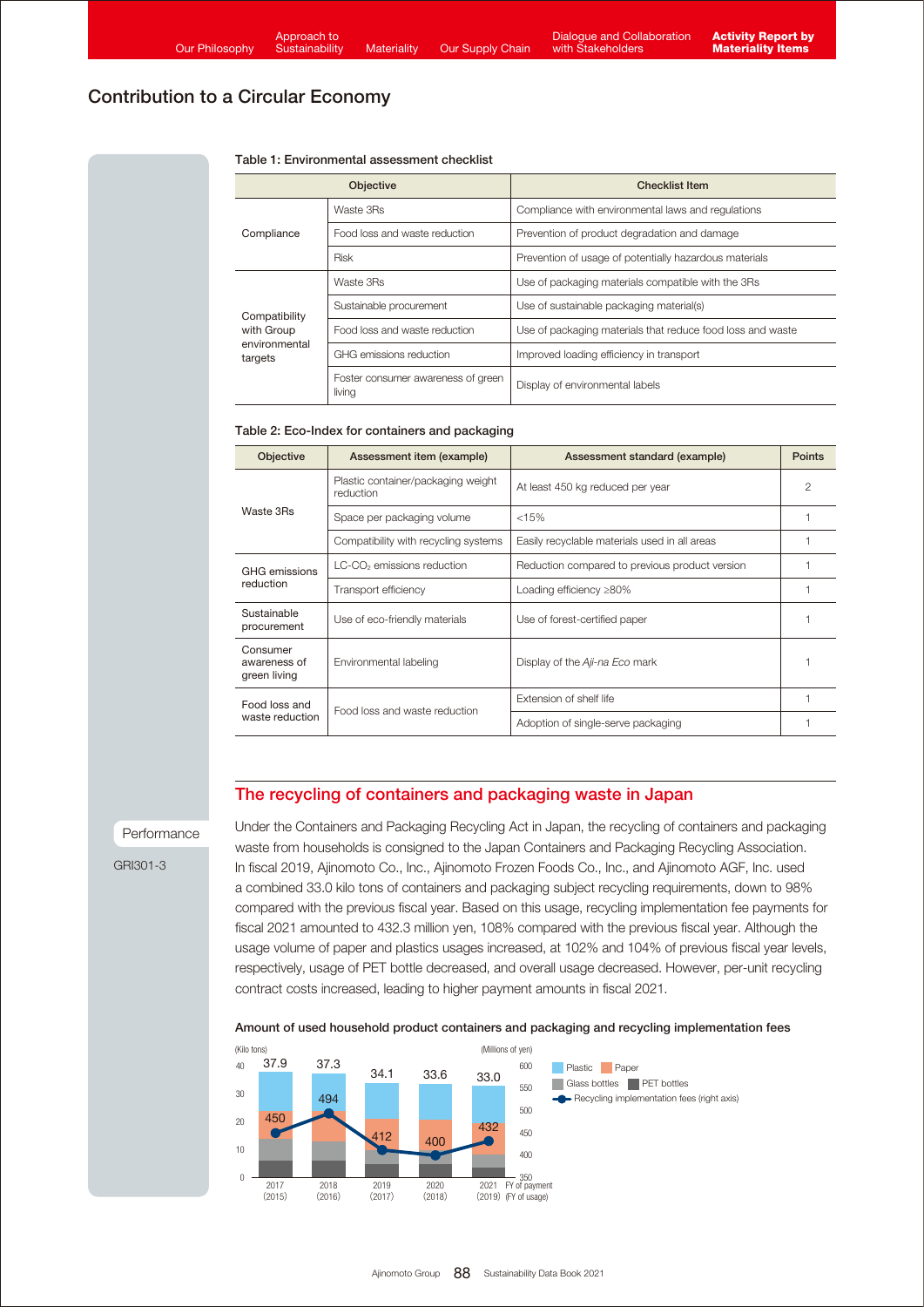## Contribution to a Circular Economy

**Table 1: Environmental assessment checklist**

| Objective | | Checklist Item |
|---|---|---|
| Compliance | Waste 3Rs | Compliance with environmental laws and regulations |
| | Food loss and waste reduction | Prevention of product degradation and damage |
| | Risk | Prevention of usage of potentially hazardous materials |
| Compatibility with Group environmental targets | Waste 3Rs | Use of packaging materials compatible with the 3Rs |
| | Sustainable procurement | Use of sustainable packaging material(s) |
| | Food loss and waste reduction | Use of packaging materials that reduce food loss and waste |
| | GHG emissions reduction | Improved loading efficiency in transport |
| | Foster consumer awareness of green living | Display of environmental labels |

**Table 2: Eco-Index for containers and packaging**

| Objective | Assessment item (example) | Assessment standard (example) | Points |
|---|---|---|---|
| Waste 3Rs | Plastic container/packaging weight reduction | At least 450 kg reduced per year | 2 |
| | Space per packaging volume | <15% | 1 |
| | Compatibility with recycling systems | Easily recyclable materials used in all areas | 1 |
| GHG emissions reduction | LC-$CO_2$ emissions reduction | Reduction compared to previous product version | 1 |
| | Transport efficiency | Loading efficiency ≥80% | 1 |
| Sustainable procurement | Use of eco-friendly materials | Use of forest-certified paper | 1 |
| Consumer awareness of green living | Environmental labeling | Display of the *Aji-na Eco* mark | 1 |
| Food loss and waste reduction | Food loss and waste reduction | Extension of shelf life | 1 |
| | | Adoption of single-serve packaging | 1 |

## The recycling of containers and packaging waste in Japan

Performance

GRI301-3

Under the Containers and Packaging Recycling Act in Japan, the recycling of containers and packaging waste from households is consigned to the Japan Containers and Packaging Recycling Association. In fiscal 2019, Ajinomoto Co., Inc., Ajinomoto Frozen Foods Co., Inc., and Ajinomoto AGF, Inc. used a combined 33.0 kilo tons of containers and packaging subject recycling requirements, down to 98% compared with the previous fiscal year. Based on this usage, recycling implementation fee payments for fiscal 2021 amounted to 432.3 million yen, 108% compared with the previous fiscal year. Although the usage volume of paper and plastics usages increased, at 102% and 104% of previous fiscal year levels, respectively, usage of PET bottle decreased, and overall usage decreased. However, per-unit recycling contract costs increased, leading to higher payment amounts in fiscal 2021.

**Amount of used household product containers and packaging and recycling implementation fees**

| FY of payment (FY of usage) | Total usage (Kilo tons) | Recycling implementation fees (Millions of yen) |
|---|---|---|
| 2017 (2015) | 37.9 | 450 |
| 2018 (2016) | 37.3 | 494 |
| 2019 (2017) | 34.1 | 412 |
| 2020 (2018) | 33.6 | 400 |
| 2021 (2019) | 33.0 | 432 |

Plastic / Paper / Glass bottles / PET bottles / Recycling implementation fees (right axis)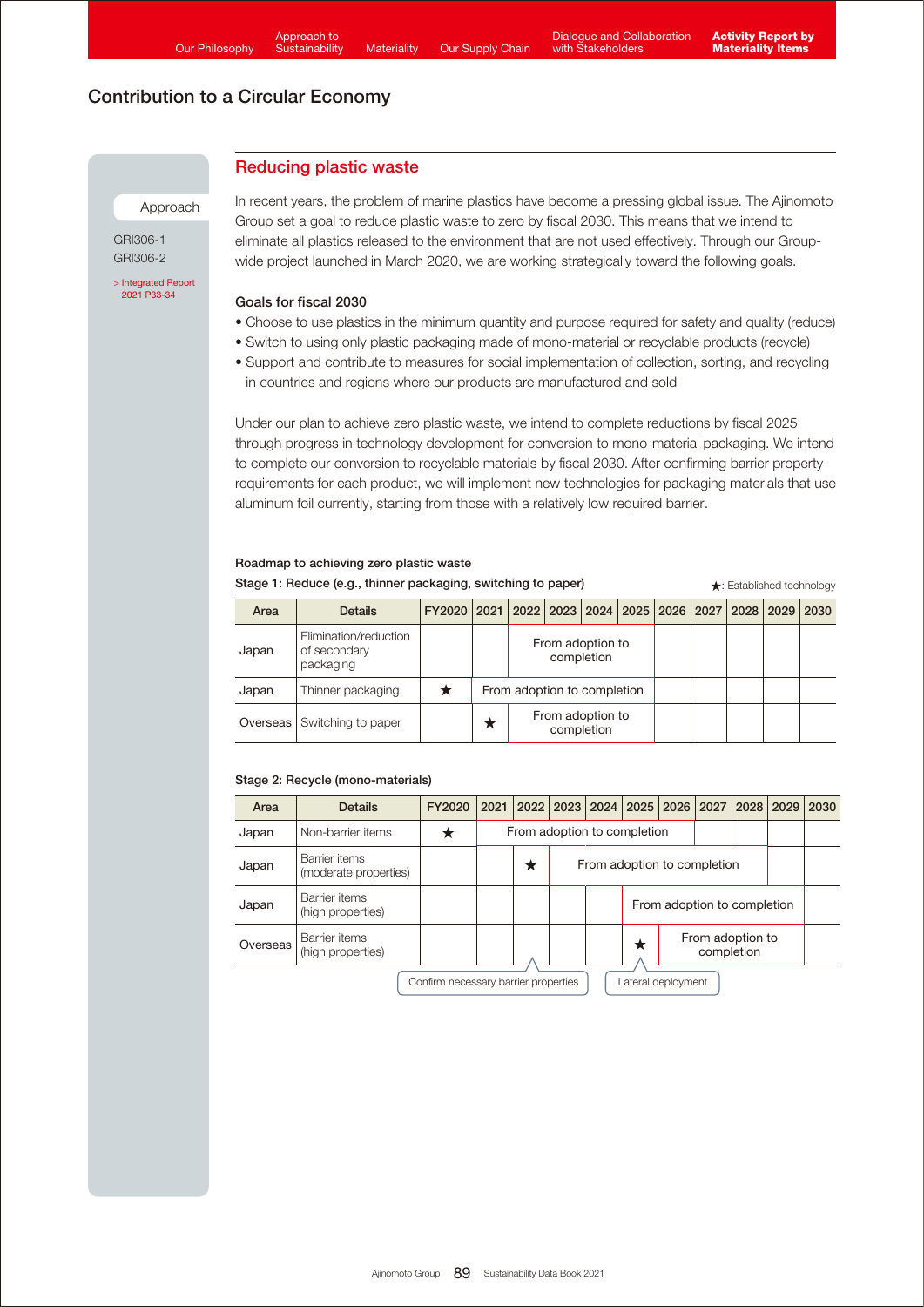# Contribution to a Circular Economy

## Reducing plastic waste

Approach

GRI306-1
GRI306-2

> Integrated Report 2021 P33-34

In recent years, the problem of marine plastics have become a pressing global issue. The Ajinomoto Group set a goal to reduce plastic waste to zero by fiscal 2030. This means that we intend to eliminate all plastics released to the environment that are not used effectively. Through our Group-wide project launched in March 2020, we are working strategically toward the following goals.

### Goals for fiscal 2030

- Choose to use plastics in the minimum quantity and purpose required for safety and quality (reduce)
- Switch to using only plastic packaging made of mono-material or recyclable products (recycle)
- Support and contribute to measures for social implementation of collection, sorting, and recycling in countries and regions where our products are manufactured and sold

Under our plan to achieve zero plastic waste, we intend to complete reductions by fiscal 2025 through progress in technology development for conversion to mono-material packaging. We intend to complete our conversion to recyclable materials by fiscal 2030. After confirming barrier property requirements for each product, we will implement new technologies for packaging materials that use aluminum foil currently, starting from those with a relatively low required barrier.

### Roadmap to achieving zero plastic waste

**Stage 1: Reduce (e.g., thinner packaging, switching to paper)**

★: Established technology

| Area | Details | FY2020 | 2021 | 2022 | 2023 | 2024 | 2025 | 2026 | 2027 | 2028 | 2029 | 2030 |
|---|---|---|---|---|---|---|---|---|---|---|---|---|
| Japan | Elimination/reduction of secondary packaging | | | From adoption to completion (2022–2025) | | | | | | | | |
| Japan | Thinner packaging | ★ | From adoption to completion (2021–2025) | | | | | | | | | |
| Overseas | Switching to paper | | ★ | From adoption to completion (2022–2025) | | | | | | | | |

**Stage 2: Recycle (mono-materials)**

| Area | Details | FY2020 | 2021 | 2022 | 2023 | 2024 | 2025 | 2026 | 2027 | 2028 | 2029 | 2030 |
|---|---|---|---|---|---|---|---|---|---|---|---|---|
| Japan | Non-barrier items | ★ | From adoption to completion (2021–2026) | | | | | | | | | |
| Japan | Barrier items (moderate properties) | | | ★ | From adoption to completion (2023–2028) | | | | | | | |
| Japan | Barrier items (high properties) | | | | | | From adoption to completion (2025–2029) | | | | | |
| Overseas | Barrier items (high properties) | | | | | | ★ | From adoption to completion (2026–2029) | | | | |

Confirm necessary barrier properties (2022–2023) | Lateral deployment (2025)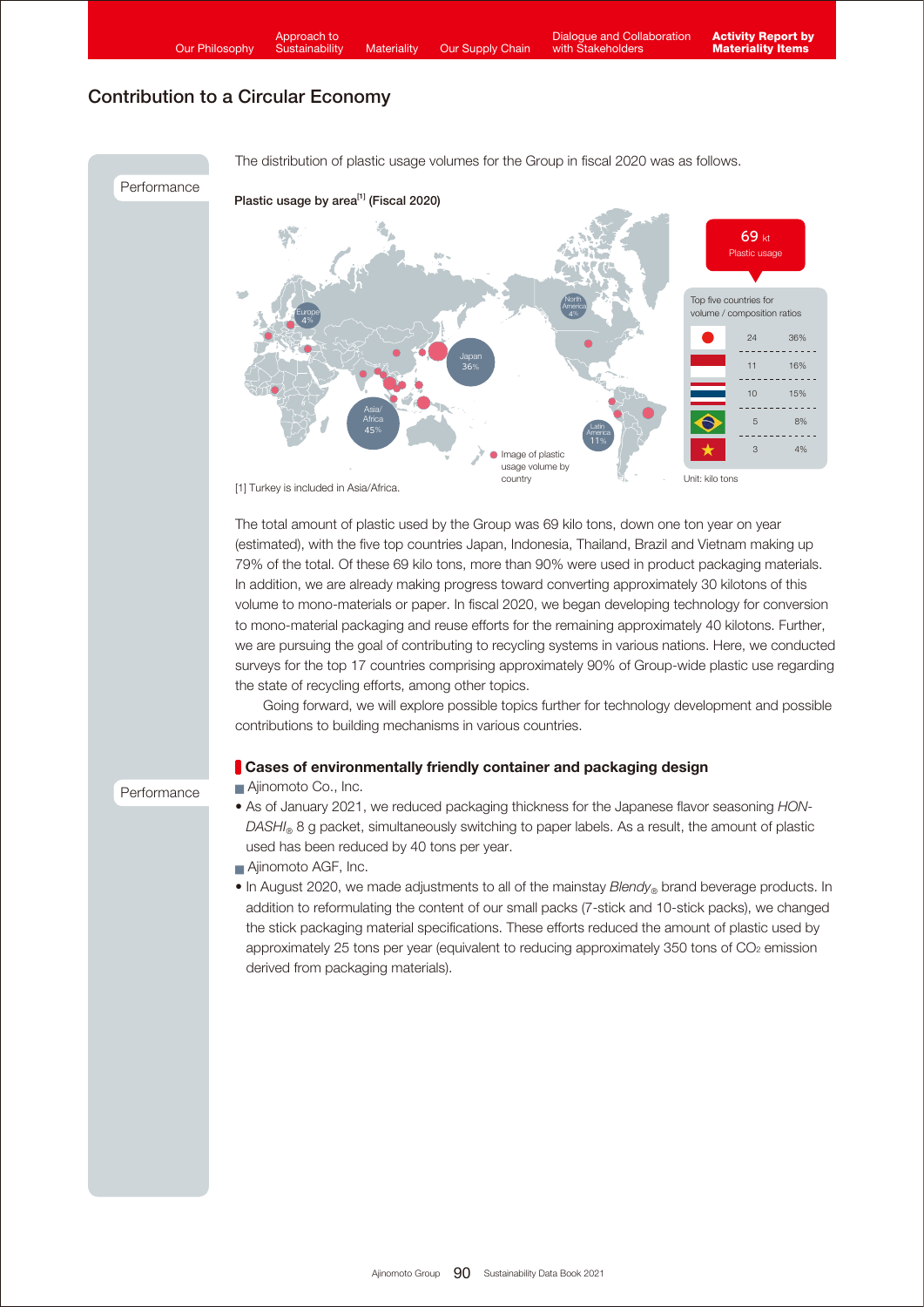## Contribution to a Circular Economy

Performance

The distribution of plastic usage volumes for the Group in fiscal 2020 was as follows.

**Plastic usage by area[1] (Fiscal 2020)**

69 kt Plastic usage

Europe 4%, North America 4%, Japan 36%, Asia/Africa 45%, Latin America 11%

Image of plastic usage volume by country

Top five countries for volume / composition ratios

| Country | Volume | Ratio |
|---|---|---|
| Japan | 24 | 36% |
| Indonesia | 11 | 16% |
| Thailand | 10 | 15% |
| Brazil | 5 | 8% |
| Vietnam | 3 | 4% |

Unit: kilo tons

[1] Turkey is included in Asia/Africa.

The total amount of plastic used by the Group was 69 kilo tons, down one ton year on year (estimated), with the five top countries Japan, Indonesia, Thailand, Brazil and Vietnam making up 79% of the total. Of these 69 kilo tons, more than 90% were used in product packaging materials. In addition, we are already making progress toward converting approximately 30 kilotons of this volume to mono-materials or paper. In fiscal 2020, we began developing technology for conversion to mono-material packaging and reuse efforts for the remaining approximately 40 kilotons. Further, we are pursuing the goal of contributing to recycling systems in various nations. Here, we conducted surveys for the top 17 countries comprising approximately 90% of Group-wide plastic use regarding the state of recycling efforts, among other topics.

Going forward, we will explore possible topics further for technology development and possible contributions to building mechanisms in various countries.

Performance

### Cases of environmentally friendly container and packaging design

Ajinomoto Co., Inc.

- As of January 2021, we reduced packaging thickness for the Japanese flavor seasoning *HON-DASHI*® 8 g packet, simultaneously switching to paper labels. As a result, the amount of plastic used has been reduced by 40 tons per year.

Ajinomoto AGF, Inc.

- In August 2020, we made adjustments to all of the mainstay *Blendy*® brand beverage products. In addition to reformulating the content of our small packs (7-stick and 10-stick packs), we changed the stick packaging material specifications. These efforts reduced the amount of plastic used by approximately 25 tons per year (equivalent to reducing approximately 350 tons of $CO_2$ emission derived from packaging materials).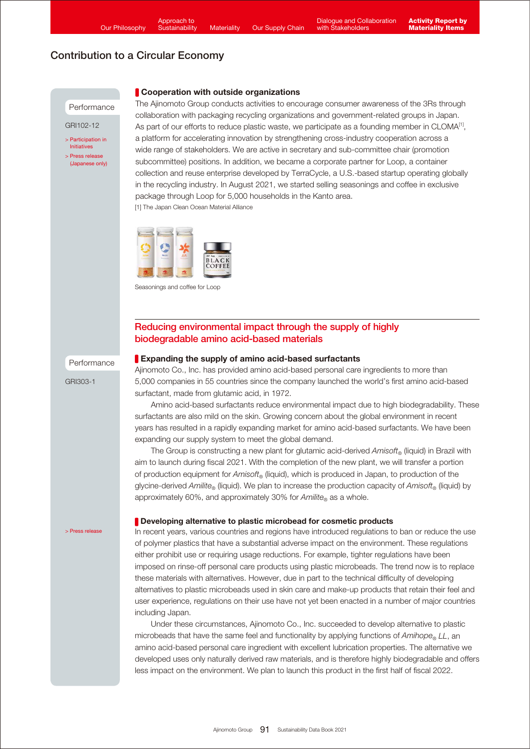## Contribution to a Circular Economy

Performance

GRI102-12

> Participation in Initiatives

> Press release (Japanese only)

### Cooperation with outside organizations

The Ajinomoto Group conducts activities to encourage consumer awareness of the 3Rs through collaboration with packaging recycling organizations and government-related groups in Japan. As part of our efforts to reduce plastic waste, we participate as a founding member in CLOMA[1], a platform for accelerating innovation by strengthening cross-industry cooperation across a wide range of stakeholders. We are active in secretary and sub-committee chair (promotion subcommittee) positions. In addition, we became a corporate partner for Loop, a container collection and reuse enterprise developed by TerraCycle, a U.S.-based startup operating globally in the recycling industry. In August 2021, we started selling seasonings and coffee in exclusive package through Loop for 5,000 households in the Kanto area.

[1] The Japan Clean Ocean Material Alliance

Seasonings and coffee for Loop

## Reducing environmental impact through the supply of highly biodegradable amino acid-based materials

Performance

GRI303-1

### Expanding the supply of amino acid-based surfactants

Ajinomoto Co., Inc. has provided amino acid-based personal care ingredients to more than 5,000 companies in 55 countries since the company launched the world's first amino acid-based surfactant, made from glutamic acid, in 1972.

Amino acid-based surfactants reduce environmental impact due to high biodegradability. These surfactants are also mild on the skin. Growing concern about the global environment in recent years has resulted in a rapidly expanding market for amino acid-based surfactants. We have been expanding our supply system to meet the global demand.

The Group is constructing a new plant for glutamic acid-derived *Amisoft*® (liquid) in Brazil with aim to launch during fiscal 2021. With the completion of the new plant, we will transfer a portion of production equipment for *Amisoft*® (liquid), which is produced in Japan, to production of the glycine-derived *Amilite*® (liquid). We plan to increase the production capacity of *Amisoft*® (liquid) by approximately 60%, and approximately 30% for *Amilite*® as a whole.

> Press release

### Developing alternative to plastic microbead for cosmetic products

In recent years, various countries and regions have introduced regulations to ban or reduce the use of polymer plastics that have a substantial adverse impact on the environment. These regulations either prohibit use or requiring usage reductions. For example, tighter regulations have been imposed on rinse-off personal care products using plastic microbeads. The trend now is to replace these materials with alternatives. However, due in part to the technical difficulty of developing alternatives to plastic microbeads used in skin care and make-up products that retain their feel and user experience, regulations on their use have not yet been enacted in a number of major countries including Japan.

Under these circumstances, Ajinomoto Co., Inc. succeeded to develop alternative to plastic microbeads that have the same feel and functionality by applying functions of *Amihope*® *LL*, an amino acid-based personal care ingredient with excellent lubrication properties. The alternative we developed uses only naturally derived raw materials, and is therefore highly biodegradable and offers less impact on the environment. We plan to launch this product in the first half of fiscal 2022.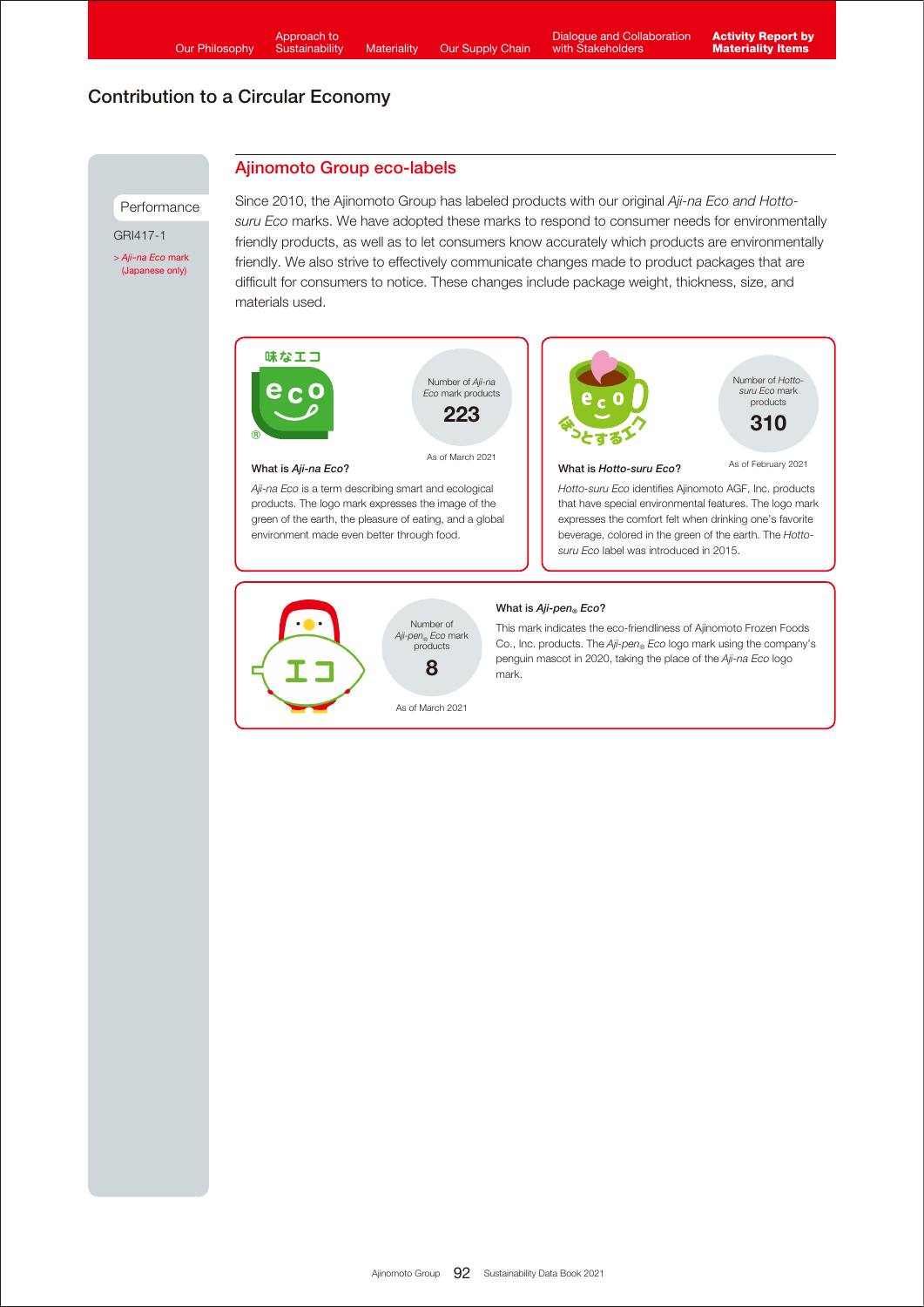## Contribution to a Circular Economy

Performance

GRI417-1

> *Aji-na Eco* mark (Japanese only)

### Ajinomoto Group eco-labels

Since 2010, the Ajinomoto Group has labeled products with our original *Aji-na Eco and Hotto-suru Eco* marks. We have adopted these marks to respond to consumer needs for environmentally friendly products, as well as to let consumers know accurately which products are environmentally friendly. We also strive to effectively communicate changes made to product packages that are difficult for consumers to notice. These changes include package weight, thickness, size, and materials used.

味なエコ

Number of *Aji-na Eco* mark products

**223**

As of March 2021

**What is *Aji-na Eco*?**

*Aji-na Eco* is a term describing smart and ecological products. The logo mark expresses the image of the green of the earth, the pleasure of eating, and a global environment made even better through food.

ほっとするエコ

Number of *Hotto-suru Eco* mark products

**310**

As of February 2021

**What is *Hotto-suru Eco*?**

*Hotto-suru Eco* identifies Ajinomoto AGF, Inc. products that have special environmental features. The logo mark expresses the comfort felt when drinking one's favorite beverage, colored in the green of the earth. The *Hotto-suru Eco* label was introduced in 2015.

エコ

Number of *Aji-pen® Eco* mark products

**8**

As of March 2021

**What is *Aji-pen® Eco*?**

This mark indicates the eco-friendliness of Ajinomoto Frozen Foods Co., Inc. products. The *Aji-pen® Eco* logo mark using the company's penguin mascot in 2020, taking the place of the *Aji-na Eco* logo mark.